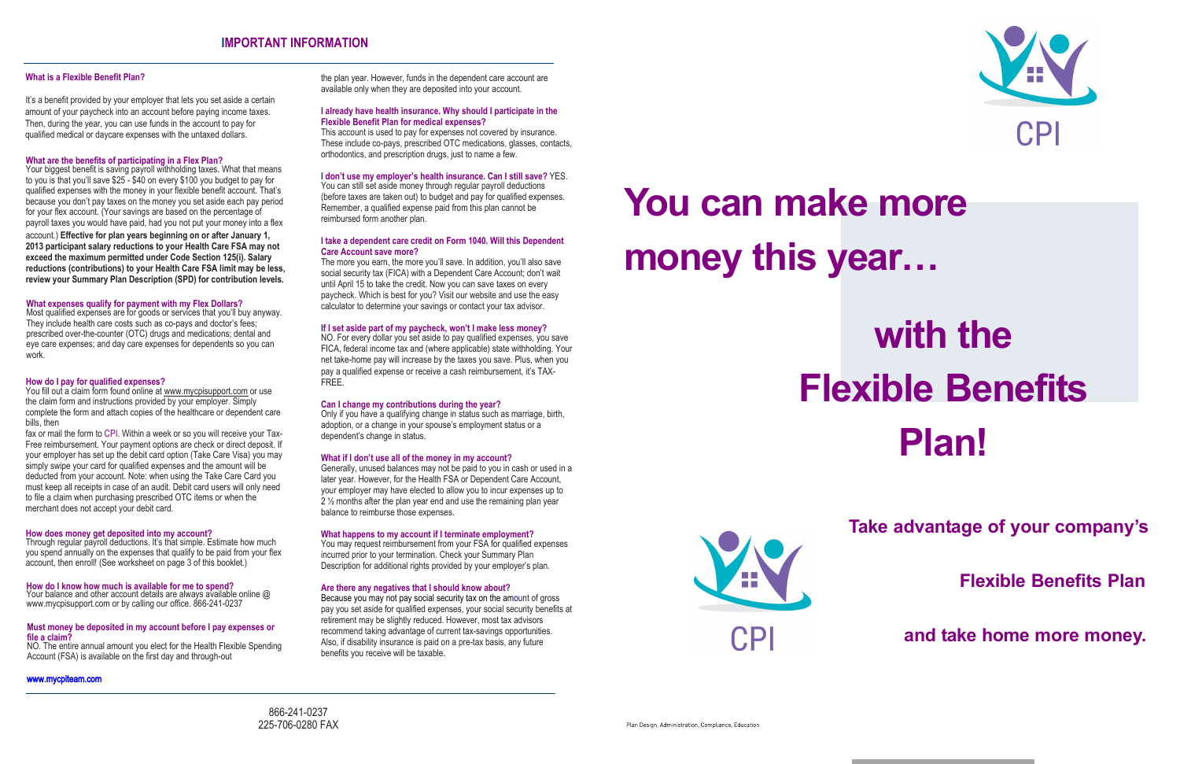## IMPORTANT INFORMATION

**What is a Flexible Benefit Plan?**

It's a benefit provided by your employer that lets you set aside a certain amount of your paycheck into an account before paying income taxes. Then, during the year, you can use funds in the account to pay for qualified medical or daycare expenses with the untaxed dollars.

**What are the benefits of participating in a Flex Plan?**
Your biggest benefit is saving payroll withholding taxes. What that means to you is that you'll save $25 - $40 on every $100 you budget to pay for qualified expenses with the money in your flexible benefit account. That's because you don't pay taxes on the money you set aside each pay period for your flex account. (Your savings are based on the percentage of payroll taxes you would have paid, had you not put your money into a flex account.) **Effective for plan years beginning on or after January 1, 2013 participant salary reductions to your Health Care FSA may not exceed the maximum permitted under Code Section 125(i). Salary reductions (contributions) to your Health Care FSA limit may be less, review your Summary Plan Description (SPD) for contribution levels.**

**What expenses qualify for payment with my Flex Dollars?**
Most qualified expenses are for goods or services that you'll buy anyway. They include health care costs such as co-pays and doctor's fees; prescribed over-the-counter (OTC) drugs and medications; dental and eye care expenses; and day care expenses for dependents so you can work.

**How do I pay for qualified expenses?**
You fill out a claim form found online at www.mycpisupport.com or use the claim form and instructions provided by your employer. Simply complete the form and attach copies of the healthcare or dependent care bills, then
fax or mail the form to CPI. Within a week or so you will receive your Tax-Free reimbursement. Your payment options are check or direct deposit. If your employer has set up the debit card option (Take Care Visa) you may simply swipe your card for qualified expenses and the amount will be deducted from your account. Note: when using the Take Care Card you must keep all receipts in case of an audit. Debit card users will only need to file a claim when purchasing prescribed OTC items or when the merchant does not accept your debit card.

**How does money get deposited into my account?**
Through regular payroll deductions. It's that simple. Estimate how much you spend annually on the expenses that qualify to be paid from your flex account, then enroll! (See worksheet on page 3 of this booklet.)

**How do I know how much is available for me to spend?**
Your balance and other account details are always available online @ www.mycpisupport.com or by calling our office. 866-241-0237

**Must money be deposited in my account before I pay expenses or file a claim?**
NO. The entire annual amount you elect for the Health Flexible Spending Account (FSA) is available on the first day and through-out the plan year. However, funds in the dependent care account are available only when they are deposited into your account.

**I already have health insurance. Why should I participate in the Flexible Benefit Plan for medical expenses?**
This account is used to pay for expenses not covered by insurance. These include co-pays, prescribed OTC medications, glasses, contacts, orthodontics, and prescription drugs, just to name a few.

**I don't use my employer's health insurance. Can I still save?** YES. You can still set aside money through regular payroll deductions (before taxes are taken out) to budget and pay for qualified expenses. Remember, a qualified expense paid from this plan cannot be reimbursed form another plan.

**I take a dependent care credit on Form 1040. Will this Dependent Care Account save more?**
The more you earn, the more you'll save. In addition, you'll also save social security tax (FICA) with a Dependent Care Account; don't wait until April 15 to take the credit. Now you can save taxes on every paycheck. Which is best for you? Visit our website and use the easy calculator to determine your savings or contact your tax advisor.

**If I set aside part of my paycheck, won't I make less money?**
NO. For every dollar you set aside to pay qualified expenses, you save FICA, federal income tax and (where applicable) state withholding. Your net take-home pay will increase by the taxes you save. Plus, when you pay a qualified expense or receive a cash reimbursement, it's TAX-FREE.

**Can I change my contributions during the year?**
Only if you have a qualifying change in status such as marriage, birth, adoption, or a change in your spouse's employment status or a dependent's change in status.

**What if I don't use all of the money in my account?**
Generally, unused balances may not be paid to you in cash or used in a later year. However, for the Health FSA or Dependent Care Account, your employer may have elected to allow you to incur expenses up to 2 ½ months after the plan year end and use the remaining plan year balance to reimburse those expenses.

**What happens to my account if I terminate employment?**
You may request reimbursement from your FSA for qualified expenses incurred prior to your termination. Check your Summary Plan Description for additional rights provided by your employer's plan.

**Are there any negatives that I should know about?**
Because you may not pay social security tax on the amount of gross pay you set aside for qualified expenses, your social security benefits at retirement may be slightly reduced. However, most tax advisors recommend taking advantage of current tax-savings opportunities. Also, if disability insurance is paid on a pre-tax basis, any future benefits you receive will be taxable.

www.mycpiteam.com

866-241-0237
225-706-0280 FAX

CPI

# You can make more money this year… with the Flexible Benefits Plan!

**Take advantage of your company's Flexible Benefits Plan and take home more money.**

CPI

Plan Design, Administration, Compliance, Education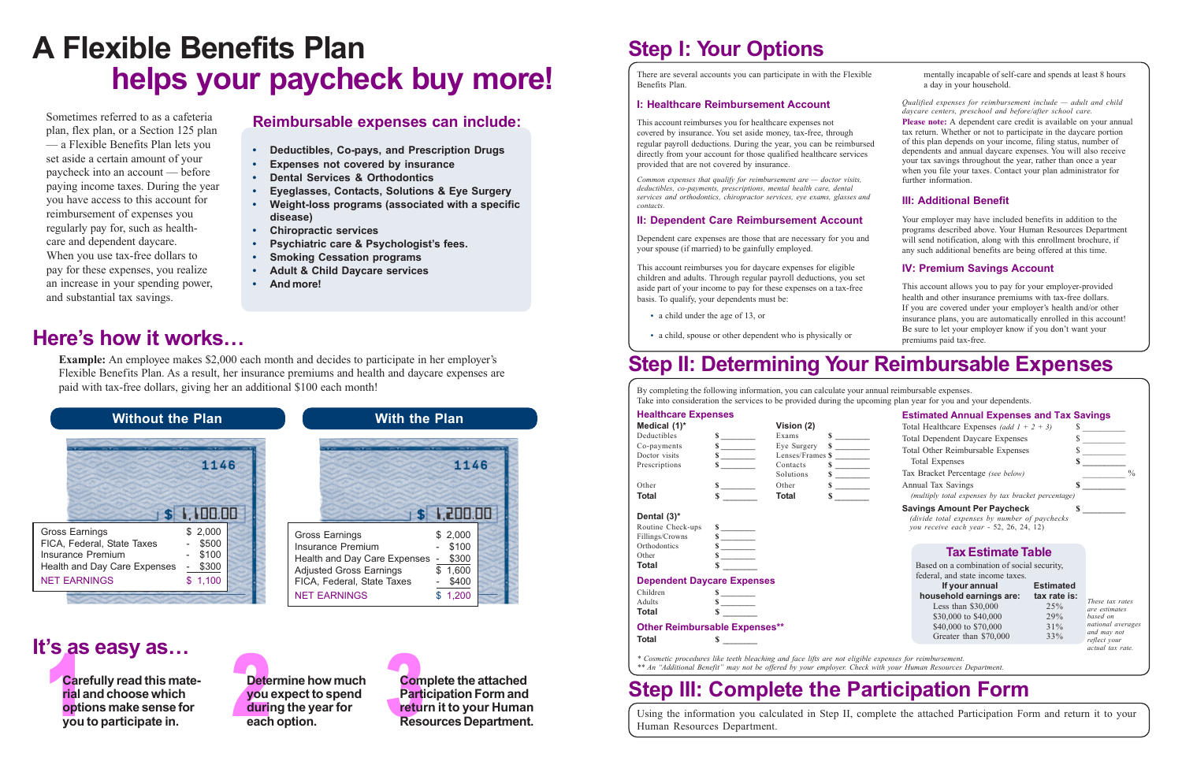# A Flexible Benefits Plan helps your paycheck buy more!

Sometimes referred to as a cafeteria plan, flex plan, or a Section 125 plan — a Flexible Benefits Plan lets you set aside a certain amount of your paycheck into an account — before paying income taxes. During the year you have access to this account for reimbursement of expenses you regularly pay for, such as healthcare and dependent daycare. When you use tax-free dollars to pay for these expenses, you realize an increase in your spending power, and substantial tax savings.

## Reimbursable expenses can include:

- **Deductibles, Co-pays, and Prescription Drugs**
- **Expenses not covered by insurance**
- **Dental Services & Orthodontics**
- **Eyeglasses, Contacts, Solutions & Eye Surgery**
- **Weight-loss programs (associated with a specific disease)**
- **Chiropractic services**
- **Psychiatric care & Psychologist's fees.**
- **Smoking Cessation programs**
- **Adult & Child Daycare services**
- **And more!**

## Here's how it works…

**Example:** An employee makes $2,000 each month and decides to participate in her employer's Flexible Benefits Plan. As a result, her insurance premiums and health and daycare expenses are paid with tax-free dollars, giving her an additional $100 each month!

### Without the Plan

1146

$ 1,100.00

| | |
|---|---|
| Gross Earnings | $ 2,000 |
| FICA, Federal, State Taxes | - $500 |
| Insurance Premium | - $100 |
| Health and Day Care Expenses | - $300 |
| NET EARNINGS | $ 1,100 |

### With the Plan

1146

$ 1,200.00

| | |
|---|---|
| Gross Earnings | $ 2,000 |
| Insurance Premium | - $100 |
| Health and Day Care Expenses | - $300 |
| Adjusted Gross Earnings | $ 1,600 |
| FICA, Federal, State Taxes | - $400 |
| NET EARNINGS | $ 1,200 |

## It's as easy as…

1. **Carefully read this material and choose which options make sense for you to participate in.**
2. **Determine how much you expect to spend during the year for each option.**
3. **Complete the attached Participation Form and return it to your Human Resources Department.**

# Step I: Your Options

There are several accounts you can participate in with the Flexible Benefits Plan.

### I: Healthcare Reimbursement Account

This account reimburses you for healthcare expenses not covered by insurance. You set aside money, tax-free, through regular payroll deductions. During the year, you can be reimbursed directly from your account for those qualified healthcare services provided that are not covered by insurance.

*Common expenses that qualify for reimbursement are — doctor visits, deductibles, co-payments, prescriptions, mental health care, dental services and orthodontics, chiropractor services, eye exams, glasses and contacts.*

### II: Dependent Care Reimbursement Account

Dependent care expenses are those that are necessary for you and your spouse (if married) to be gainfully employed.

This account reimburses you for daycare expenses for eligible children and adults. Through regular payroll deductions, you set aside part of your income to pay for these expenses on a tax-free basis. To qualify, your dependents must be:

- a child under the age of 13, or
- a child, spouse or other dependent who is physically or mentally incapable of self-care and spends at least 8 hours a day in your household.

*Qualified expenses for reimbursement include — adult and child daycare centers, preschool and before/after school care.*

**Please note:** A dependent care credit is available on your annual tax return. Whether or not to participate in the daycare portion of this plan depends on your income, filing status, number of dependents and annual daycare expenses. You will also receive your tax savings throughout the year, rather than once a year when you file your taxes. Contact your plan administrator for further information.

### III: Additional Benefit

Your employer may have included benefits in addition to the programs described above. Your Human Resources Department will send notification, along with this enrollment brochure, if any such additional benefits are being offered at this time.

### IV: Premium Savings Account

This account allows you to pay for your employer-provided health and other insurance premiums with tax-free dollars. If you are covered under your employer's health and/or other insurance plans, you are automatically enrolled in this account! Be sure to let your employer know if you don't want your premiums paid tax-free.

# Step II: Determining Your Reimbursable Expenses

By completing the following information, you can calculate your annual reimbursable expenses.
Take into consideration the services to be provided during the upcoming plan year for you and your dependents.

### Healthcare Expenses

**Medical (1)***

| | |
|---|---|
| Deductibles | $ _______ |
| Co-payments | $ _______ |
| Doctor visits | $ _______ |
| Prescriptions | $ _______ |
| Other | $ _______ |
| **Total** | $ _______ |

**Vision (2)**

| | |
|---|---|
| Exams | $ _______ |
| Eye Surgery | $ _______ |
| Lenses/Frames | $ _______ |
| Contacts | $ _______ |
| Solutions | $ _______ |
| Other | $ _______ |
| **Total** | $ _______ |

**Dental (3)***

| | |
|---|---|
| Routine Check-ups | $ _______ |
| Fillings/Crowns | $ _______ |
| Orthodontics | $ _______ |
| Other | $ _______ |
| **Total** | $ _______ |

### Dependent Daycare Expenses

| | |
|---|---|
| Children | $ _______ |
| Adults | $ _______ |
| **Total** | $ _______ |

### Other Reimbursable Expenses**

| | |
|---|---|
| **Total** | $ _______ |

### Estimated Annual Expenses and Tax Savings

| | |
|---|---|
| Total Healthcare Expenses *(add 1 + 2 + 3)* | $ _______ |
| Total Dependent Daycare Expenses | $ _______ |
| Total Other Reimbursable Expenses | $ _______ |
| Total Expenses | $ _______ |
| Tax Bracket Percentage *(see below)* | _______ % |
| Annual Tax Savings *(multiply total expenses by tax bracket percentage)* | $ _______ |
| **Savings Amount Per Paycheck** *(divide total expenses by number of paychecks you receive each year - 52, 26, 24, 12)* | $ _______ |

### Tax Estimate Table

Based on a combination of social security, federal, and state income taxes.

| If your annual household earnings are: | Estimated tax rate is: |
|---|---|
| Less than $30,000 | 25% |
| $30,000 to $40,000 | 29% |
| $40,000 to $70,000 | 31% |
| Greater than $70,000 | 33% |

*These tax rates are estimates based on national averages and may not reflect your actual tax rate.*

*\* Cosmetic procedures like teeth bleaching and face lifts are not eligible expenses for reimbursement.*
*\*\* An "Additional Benefit" may not be offered by your employer. Check with your Human Resources Department.*

# Step III: Complete the Participation Form

Using the information you calculated in Step II, complete the attached Participation Form and return it to your Human Resources Department.